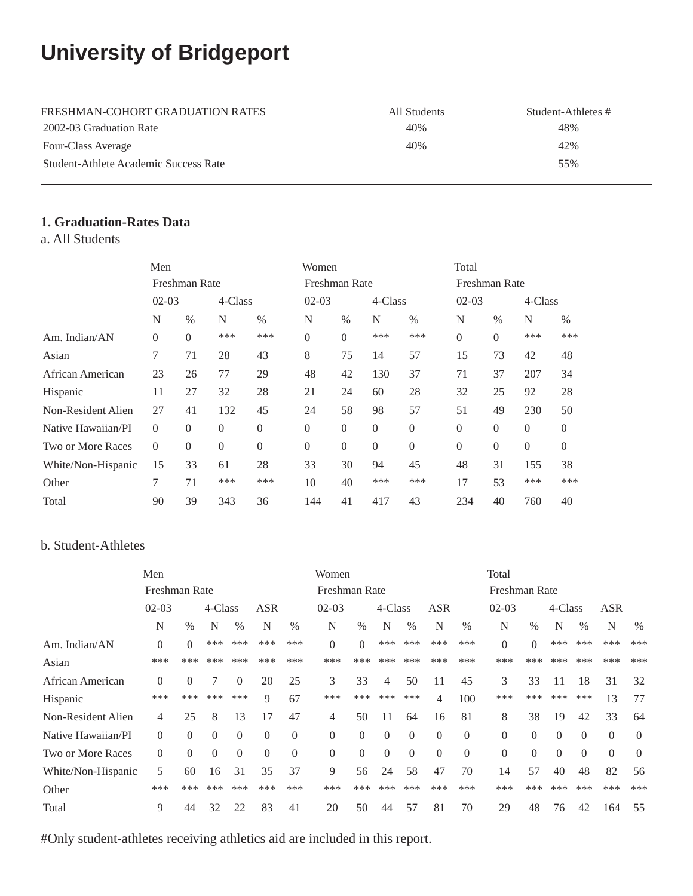# University of Bridgeport

| FRESHMAN-COHORT GRADUATION RATES | All Students | Student-Athletes # |
|---|---|---|
| 2002-03 Graduation Rate | 40% | 48% |
| Four-Class Average | 40% | 42% |
| Student-Athlete Academic Success Rate | | 55% |

**1. Graduation-Rates Data**

a. All Students

| | Men | | | | Women | | | | Total | | | |
|---|---|---|---|---|---|---|---|---|---|---|---|---|
| | Freshman Rate | | | | Freshman Rate | | | | Freshman Rate | | | |
| | 02-03 | | 4-Class | | 02-03 | | 4-Class | | 02-03 | | 4-Class | |
| | N | % | N | % | N | % | N | % | N | % | N | % |
| Am. Indian/AN | 0 | 0 | *** | *** | 0 | 0 | *** | *** | 0 | 0 | *** | *** |
| Asian | 7 | 71 | 28 | 43 | 8 | 75 | 14 | 57 | 15 | 73 | 42 | 48 |
| African American | 23 | 26 | 77 | 29 | 48 | 42 | 130 | 37 | 71 | 37 | 207 | 34 |
| Hispanic | 11 | 27 | 32 | 28 | 21 | 24 | 60 | 28 | 32 | 25 | 92 | 28 |
| Non-Resident Alien | 27 | 41 | 132 | 45 | 24 | 58 | 98 | 57 | 51 | 49 | 230 | 50 |
| Native Hawaiian/PI | 0 | 0 | 0 | 0 | 0 | 0 | 0 | 0 | 0 | 0 | 0 | 0 |
| Two or More Races | 0 | 0 | 0 | 0 | 0 | 0 | 0 | 0 | 0 | 0 | 0 | 0 |
| White/Non-Hispanic | 15 | 33 | 61 | 28 | 33 | 30 | 94 | 45 | 48 | 31 | 155 | 38 |
| Other | 7 | 71 | *** | *** | 10 | 40 | *** | *** | 17 | 53 | *** | *** |
| Total | 90 | 39 | 343 | 36 | 144 | 41 | 417 | 43 | 234 | 40 | 760 | 40 |

b. Student-Athletes

| | Men | | | | | | Women | | | | | | Total | | | | | |
|---|---|---|---|---|---|---|---|---|---|---|---|---|---|---|---|---|---|---|
| | Freshman Rate | | | | | | Freshman Rate | | | | | | Freshman Rate | | | | | |
| | 02-03 | | 4-Class | | ASR | | 02-03 | | 4-Class | | ASR | | 02-03 | | 4-Class | | ASR | |
| | N | % | N | % | N | % | N | % | N | % | N | % | N | % | N | % | N | % |
| Am. Indian/AN | 0 | 0 | *** | *** | *** | *** | 0 | 0 | *** | *** | *** | *** | 0 | 0 | *** | *** | *** | *** |
| Asian | *** | *** | *** | *** | *** | *** | *** | *** | *** | *** | *** | *** | *** | *** | *** | *** | *** | *** |
| African American | 0 | 0 | 7 | 0 | 20 | 25 | 3 | 33 | 4 | 50 | 11 | 45 | 3 | 33 | 11 | 18 | 31 | 32 |
| Hispanic | *** | *** | *** | *** | 9 | 67 | *** | *** | *** | *** | 4 | 100 | *** | *** | *** | *** | 13 | 77 |
| Non-Resident Alien | 4 | 25 | 8 | 13 | 17 | 47 | 4 | 50 | 11 | 64 | 16 | 81 | 8 | 38 | 19 | 42 | 33 | 64 |
| Native Hawaiian/PI | 0 | 0 | 0 | 0 | 0 | 0 | 0 | 0 | 0 | 0 | 0 | 0 | 0 | 0 | 0 | 0 | 0 | 0 |
| Two or More Races | 0 | 0 | 0 | 0 | 0 | 0 | 0 | 0 | 0 | 0 | 0 | 0 | 0 | 0 | 0 | 0 | 0 | 0 |
| White/Non-Hispanic | 5 | 60 | 16 | 31 | 35 | 37 | 9 | 56 | 24 | 58 | 47 | 70 | 14 | 57 | 40 | 48 | 82 | 56 |
| Other | *** | *** | *** | *** | *** | *** | *** | *** | *** | *** | *** | *** | *** | *** | *** | *** | *** | *** |
| Total | 9 | 44 | 32 | 22 | 83 | 41 | 20 | 50 | 44 | 57 | 81 | 70 | 29 | 48 | 76 | 42 | 164 | 55 |

#Only student-athletes receiving athletics aid are included in this report.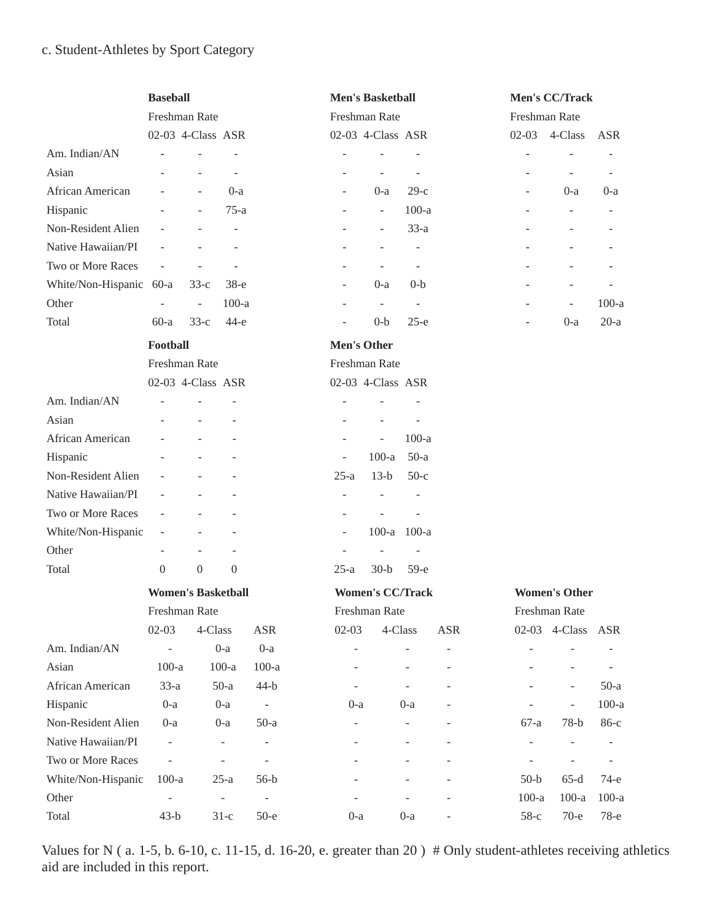c. Student-Athletes by Sport Category

| | **Baseball** | | | **Men's Basketball** | | | **Men's CC/Track** | | |
|---|---|---|---|---|---|---|---|---|---|
| | Freshman Rate | | | Freshman Rate | | | Freshman Rate | | |
| | 02-03 | 4-Class | ASR | 02-03 | 4-Class | ASR | 02-03 | 4-Class | ASR |
| Am. Indian/AN | - | - | - | - | - | - | - | - | - |
| Asian | - | - | - | - | - | - | - | - | - |
| African American | - | - | 0-a | - | 0-a | 29-c | - | 0-a | 0-a |
| Hispanic | - | - | 75-a | - | - | 100-a | - | - | - |
| Non-Resident Alien | - | - | - | - | - | 33-a | - | - | - |
| Native Hawaiian/PI | - | - | - | - | - | - | - | - | - |
| Two or More Races | - | - | - | - | - | - | - | - | - |
| White/Non-Hispanic | 60-a | 33-c | 38-e | - | 0-a | 0-b | - | - | - |
| Other | - | - | 100-a | - | - | - | - | - | 100-a |
| Total | 60-a | 33-c | 44-e | - | 0-b | 25-e | - | 0-a | 20-a |

| | **Football** | | | **Men's Other** | | |
|---|---|---|---|---|---|---|
| | Freshman Rate | | | Freshman Rate | | |
| | 02-03 | 4-Class | ASR | 02-03 | 4-Class | ASR |
| Am. Indian/AN | - | - | - | - | - | - |
| Asian | - | - | - | - | - | - |
| African American | - | - | - | - | - | 100-a |
| Hispanic | - | - | - | - | 100-a | 50-a |
| Non-Resident Alien | - | - | - | 25-a | 13-b | 50-c |
| Native Hawaiian/PI | - | - | - | - | - | - |
| Two or More Races | - | - | - | - | - | - |
| White/Non-Hispanic | - | - | - | - | 100-a | 100-a |
| Other | - | - | - | - | - | - |
| Total | 0 | 0 | 0 | 25-a | 30-b | 59-e |

| | **Women's Basketball** | | | **Women's CC/Track** | | | **Women's Other** | | |
|---|---|---|---|---|---|---|---|---|---|
| | Freshman Rate | | | Freshman Rate | | | Freshman Rate | | |
| | 02-03 | 4-Class | ASR | 02-03 | 4-Class | ASR | 02-03 | 4-Class | ASR |
| Am. Indian/AN | - | 0-a | 0-a | - | - | - | - | - | - |
| Asian | 100-a | 100-a | 100-a | - | - | - | - | - | - |
| African American | 33-a | 50-a | 44-b | - | - | - | - | - | 50-a |
| Hispanic | 0-a | 0-a | - | 0-a | 0-a | - | - | - | 100-a |
| Non-Resident Alien | 0-a | 0-a | 50-a | - | - | - | 67-a | 78-b | 86-c |
| Native Hawaiian/PI | - | - | - | - | - | - | - | - | - |
| Two or More Races | - | - | - | - | - | - | - | - | - |
| White/Non-Hispanic | 100-a | 25-a | 56-b | - | - | - | 50-b | 65-d | 74-e |
| Other | - | - | - | - | - | - | 100-a | 100-a | 100-a |
| Total | 43-b | 31-c | 50-e | 0-a | 0-a | - | 58-c | 70-e | 78-e |

Values for N ( a. 1-5, b. 6-10, c. 11-15, d. 16-20, e. greater than 20 ) # Only student-athletes receiving athletics aid are included in this report.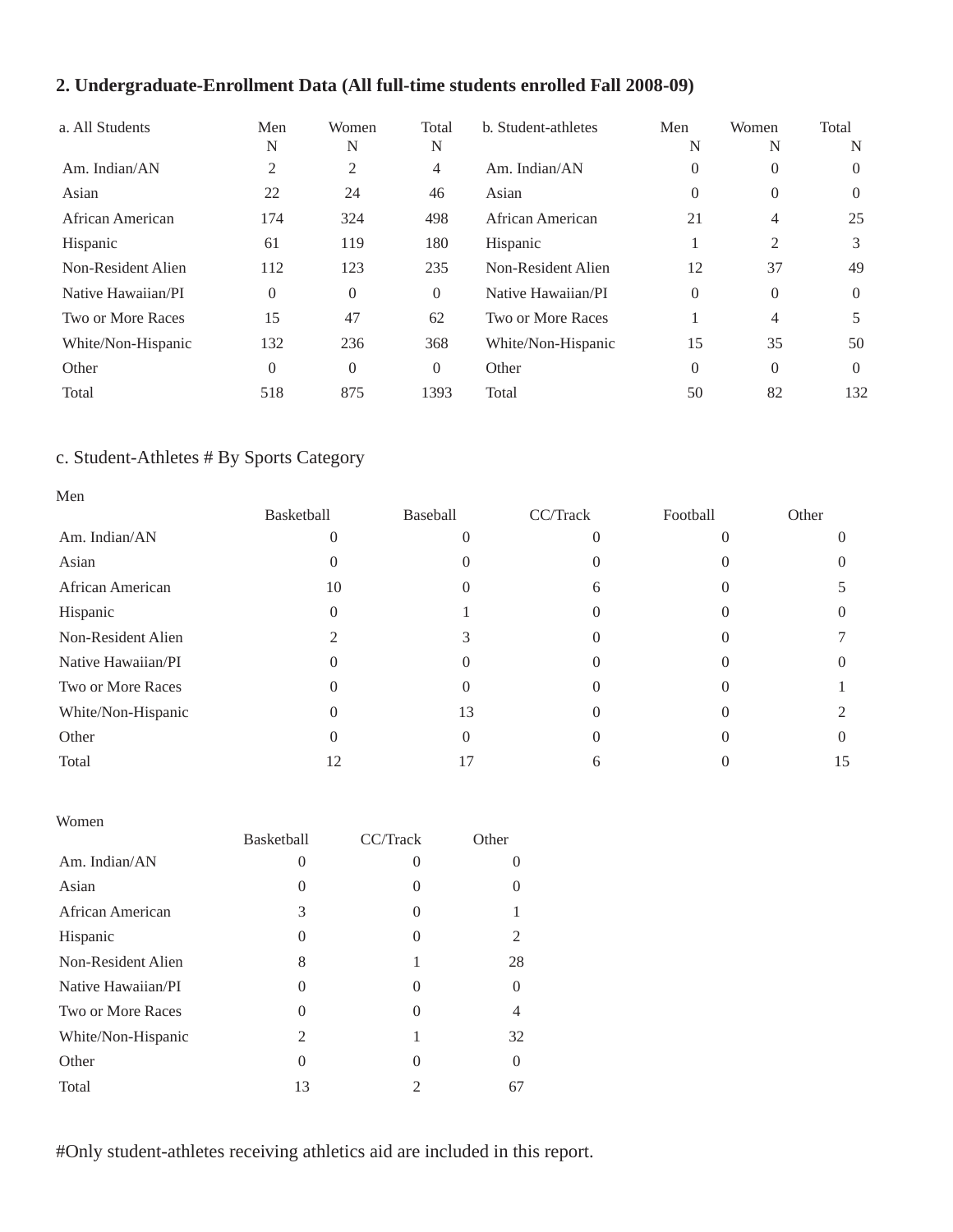## 2. Undergraduate-Enrollment Data (All full-time students enrolled Fall 2008-09)

| a. All Students | Men N | Women N | Total N | b. Student-athletes | Men N | Women N | Total N |
|---|---|---|---|---|---|---|---|
| Am. Indian/AN | 2 | 2 | 4 | Am. Indian/AN | 0 | 0 | 0 |
| Asian | 22 | 24 | 46 | Asian | 0 | 0 | 0 |
| African American | 174 | 324 | 498 | African American | 21 | 4 | 25 |
| Hispanic | 61 | 119 | 180 | Hispanic | 1 | 2 | 3 |
| Non-Resident Alien | 112 | 123 | 235 | Non-Resident Alien | 12 | 37 | 49 |
| Native Hawaiian/PI | 0 | 0 | 0 | Native Hawaiian/PI | 0 | 0 | 0 |
| Two or More Races | 15 | 47 | 62 | Two or More Races | 1 | 4 | 5 |
| White/Non-Hispanic | 132 | 236 | 368 | White/Non-Hispanic | 15 | 35 | 50 |
| Other | 0 | 0 | 0 | Other | 0 | 0 | 0 |
| Total | 518 | 875 | 1393 | Total | 50 | 82 | 132 |

### c. Student-Athletes # By Sports Category

Men

| | Basketball | Baseball | CC/Track | Football | Other |
|---|---|---|---|---|---|
| Am. Indian/AN | 0 | 0 | 0 | 0 | 0 |
| Asian | 0 | 0 | 0 | 0 | 0 |
| African American | 10 | 0 | 6 | 0 | 5 |
| Hispanic | 0 | 1 | 0 | 0 | 0 |
| Non-Resident Alien | 2 | 3 | 0 | 0 | 7 |
| Native Hawaiian/PI | 0 | 0 | 0 | 0 | 0 |
| Two or More Races | 0 | 0 | 0 | 0 | 1 |
| White/Non-Hispanic | 0 | 13 | 0 | 0 | 2 |
| Other | 0 | 0 | 0 | 0 | 0 |
| Total | 12 | 17 | 6 | 0 | 15 |

Women

| | Basketball | CC/Track | Other |
|---|---|---|---|
| Am. Indian/AN | 0 | 0 | 0 |
| Asian | 0 | 0 | 0 |
| African American | 3 | 0 | 1 |
| Hispanic | 0 | 0 | 2 |
| Non-Resident Alien | 8 | 1 | 28 |
| Native Hawaiian/PI | 0 | 0 | 0 |
| Two or More Races | 0 | 0 | 4 |
| White/Non-Hispanic | 2 | 1 | 32 |
| Other | 0 | 0 | 0 |
| Total | 13 | 2 | 67 |

#Only student-athletes receiving athletics aid are included in this report.